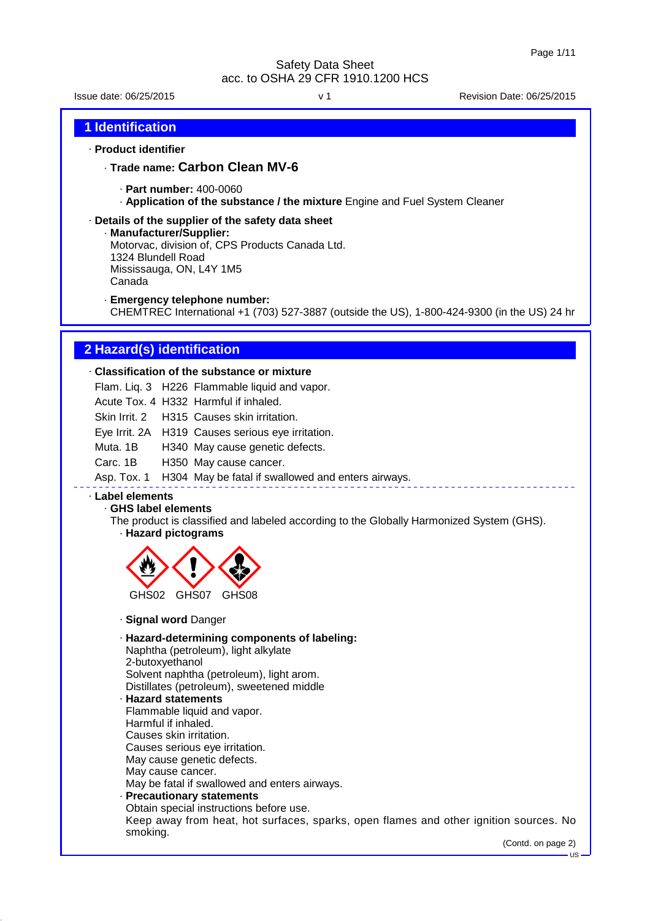Safety Data Sheet
acc. to OSHA 29 CFR 1910.1200 HCS

Issue date: 06/25/2015 v 1 Revision Date: 06/25/2015

## 1 Identification

· **Product identifier**

· **Trade name: Carbon Clean MV-6**

· **Part number:** 400-0060
· **Application of the substance / the mixture** Engine and Fuel System Cleaner

· **Details of the supplier of the safety data sheet**
· **Manufacturer/Supplier:**
Motorvac, division of, CPS Products Canada Ltd.
1324 Blundell Road
Mississauga, ON, L4Y 1M5
Canada

· **Emergency telephone number:**
CHEMTREC International +1 (703) 527-3887 (outside the US), 1-800-424-9300 (in the US) 24 hr

## 2 Hazard(s) identification

· **Classification of the substance or mixture**

| | | |
|---|---|---|
| Flam. Liq. 3 | H226 | Flammable liquid and vapor. |
| Acute Tox. 4 | H332 | Harmful if inhaled. |
| Skin Irrit. 2 | H315 | Causes skin irritation. |
| Eye Irrit. 2A | H319 | Causes serious eye irritation. |
| Muta. 1B | H340 | May cause genetic defects. |
| Carc. 1B | H350 | May cause cancer. |
| Asp. Tox. 1 | H304 | May be fatal if swallowed and enters airways. |

· **Label elements**
· **GHS label elements**
The product is classified and labeled according to the Globally Harmonized System (GHS).
· **Hazard pictograms**

GHS02 GHS07 GHS08

· **Signal word** Danger

· **Hazard-determining components of labeling:**
Naphtha (petroleum), light alkylate
2-butoxyethanol
Solvent naphtha (petroleum), light arom.
Distillates (petroleum), sweetened middle
· **Hazard statements**
Flammable liquid and vapor.
Harmful if inhaled.
Causes skin irritation.
Causes serious eye irritation.
May cause genetic defects.
May cause cancer.
May be fatal if swallowed and enters airways.
· **Precautionary statements**
Obtain special instructions before use.
Keep away from heat, hot surfaces, sparks, open flames and other ignition sources. No smoking.

(Contd. on page 2)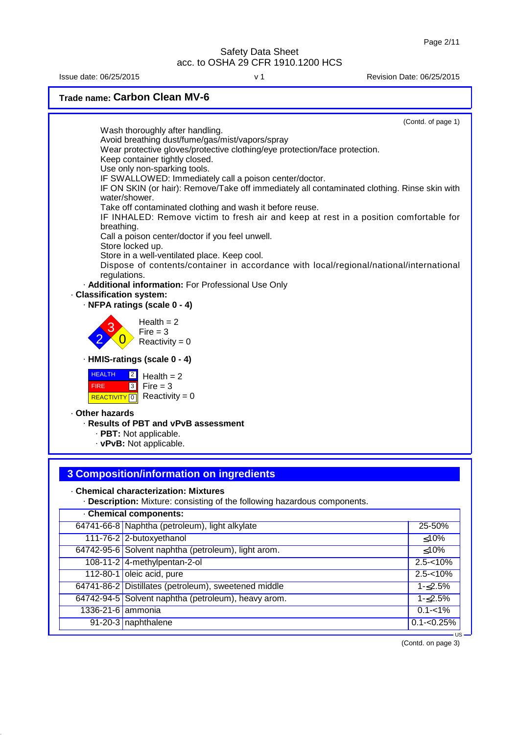Safety Data Sheet
acc. to OSHA 29 CFR 1910.1200 HCS

Issue date: 06/25/2015 | v 1 | Revision Date: 06/25/2015

**Trade name: Carbon Clean MV-6**

(Contd. of page 1)

Wash thoroughly after handling.
Avoid breathing dust/fume/gas/mist/vapors/spray
Wear protective gloves/protective clothing/eye protection/face protection.
Keep container tightly closed.
Use only non-sparking tools.
IF SWALLOWED: Immediately call a poison center/doctor.
IF ON SKIN (or hair): Remove/Take off immediately all contaminated clothing. Rinse skin with water/shower.
Take off contaminated clothing and wash it before reuse.
IF INHALED: Remove victim to fresh air and keep at rest in a position comfortable for breathing.
Call a poison center/doctor if you feel unwell.
Store locked up.
Store in a well-ventilated place. Keep cool.
Dispose of contents/container in accordance with local/regional/national/international regulations.

· **Additional information:** For Professional Use Only

· **Classification system:**

· **NFPA ratings (scale 0 - 4)**

Health = 2
Fire = 3
Reactivity = 0

· **HMIS-ratings (scale 0 - 4)**

| | |
|---|---|
| HEALTH | 2 |
| FIRE | 3 |
| REACTIVITY | 0 |

Health = 2
Fire = 3
Reactivity = 0

· **Other hazards**

· **Results of PBT and vPvB assessment**

· **PBT:** Not applicable.
· **vPvB:** Not applicable.

## 3 Composition/information on ingredients

· **Chemical characterization: Mixtures**

· **Description:** Mixture: consisting of the following hazardous components.

· **Chemical components:**

| CAS | Name | % |
|---|---|---|
| 64741-66-8 | Naphtha (petroleum), light alkylate | 25-50% |
| 111-76-2 | 2-butoxyethanol | ≤10% |
| 64742-95-6 | Solvent naphtha (petroleum), light arom. | ≤10% |
| 108-11-2 | 4-methylpentan-2-ol | 2.5-<10% |
| 112-80-1 | oleic acid, pure | 2.5-<10% |
| 64741-86-2 | Distillates (petroleum), sweetened middle | 1-≤2.5% |
| 64742-94-5 | Solvent naphtha (petroleum), heavy arom. | 1-≤2.5% |
| 1336-21-6 | ammonia | 0.1-<1% |
| 91-20-3 | naphthalene | 0.1-<0.25% |

(Contd. on page 3)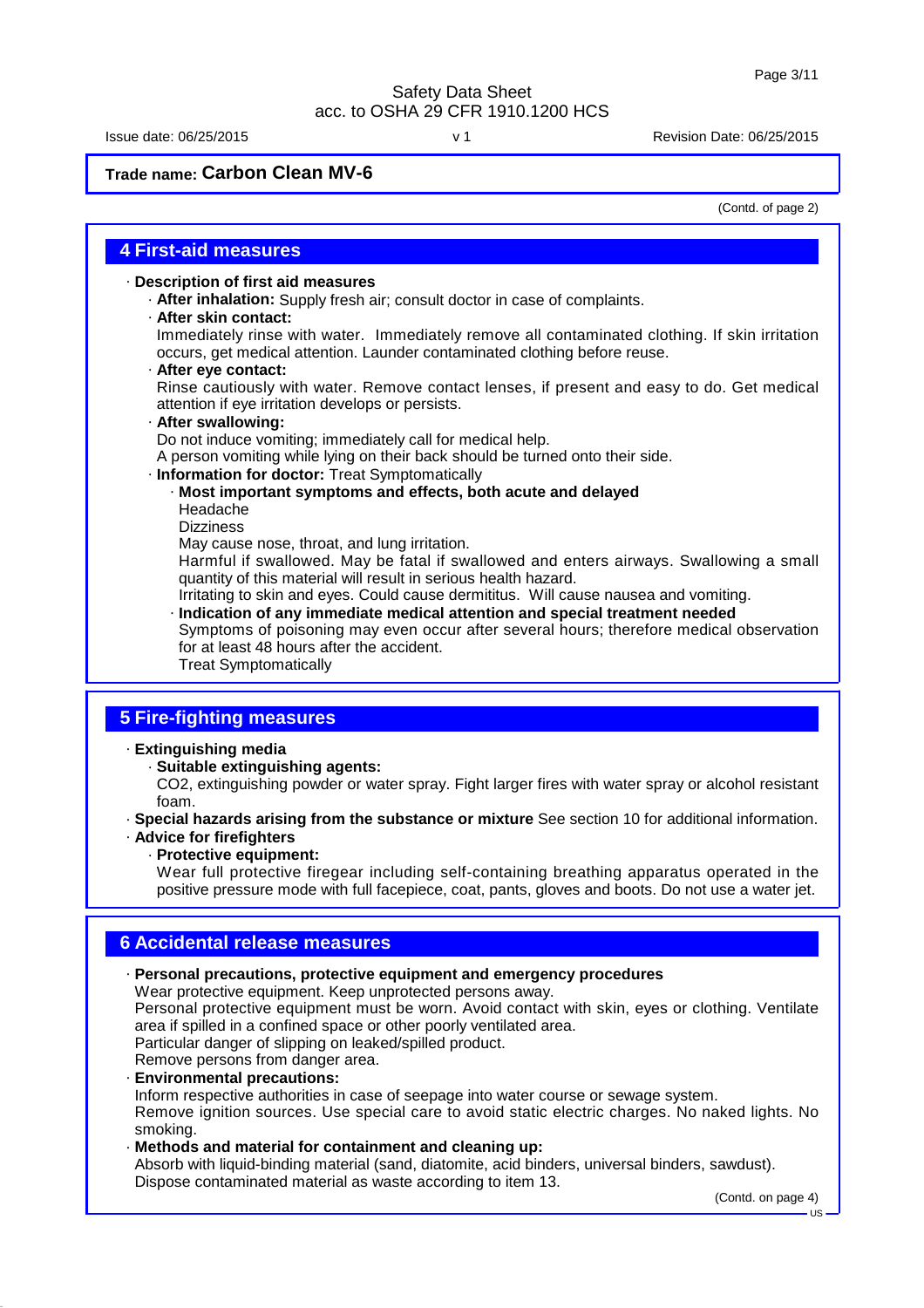**Trade name: Carbon Clean MV-6**

(Contd. of page 2)

## 4 First-aid measures

- **Description of first aid measures**
  - **After inhalation:** Supply fresh air; consult doctor in case of complaints.
  - **After skin contact:**
    Immediately rinse with water. Immediately remove all contaminated clothing. If skin irritation occurs, get medical attention. Launder contaminated clothing before reuse.
  - **After eye contact:**
    Rinse cautiously with water. Remove contact lenses, if present and easy to do. Get medical attention if eye irritation develops or persists.
  - **After swallowing:**
    Do not induce vomiting; immediately call for medical help.
    A person vomiting while lying on their back should be turned onto their side.
  - **Information for doctor:** Treat Symptomatically
    - **Most important symptoms and effects, both acute and delayed**
      Headache
      Dizziness
      May cause nose, throat, and lung irritation.
      Harmful if swallowed. May be fatal if swallowed and enters airways. Swallowing a small quantity of this material will result in serious health hazard.
      Irritating to skin and eyes. Could cause dermititus. Will cause nausea and vomiting.
    - **Indication of any immediate medical attention and special treatment needed**
      Symptoms of poisoning may even occur after several hours; therefore medical observation for at least 48 hours after the accident.
      Treat Symptomatically

## 5 Fire-fighting measures

- **Extinguishing media**
  - **Suitable extinguishing agents:**
    $CO_2$, extinguishing powder or water spray. Fight larger fires with water spray or alcohol resistant foam.
- **Special hazards arising from the substance or mixture** See section 10 for additional information.
- **Advice for firefighters**
  - **Protective equipment:**
    Wear full protective firegear including self-containing breathing apparatus operated in the positive pressure mode with full facepiece, coat, pants, gloves and boots. Do not use a water jet.

## 6 Accidental release measures

- **Personal precautions, protective equipment and emergency procedures**
  Wear protective equipment. Keep unprotected persons away.
  Personal protective equipment must be worn. Avoid contact with skin, eyes or clothing. Ventilate area if spilled in a confined space or other poorly ventilated area.
  Particular danger of slipping on leaked/spilled product.
  Remove persons from danger area.
- **Environmental precautions:**
  Inform respective authorities in case of seepage into water course or sewage system.
  Remove ignition sources. Use special care to avoid static electric charges. No naked lights. No smoking.
- **Methods and material for containment and cleaning up:**
  Absorb with liquid-binding material (sand, diatomite, acid binders, universal binders, sawdust).
  Dispose contaminated material as waste according to item 13.

(Contd. on page 4)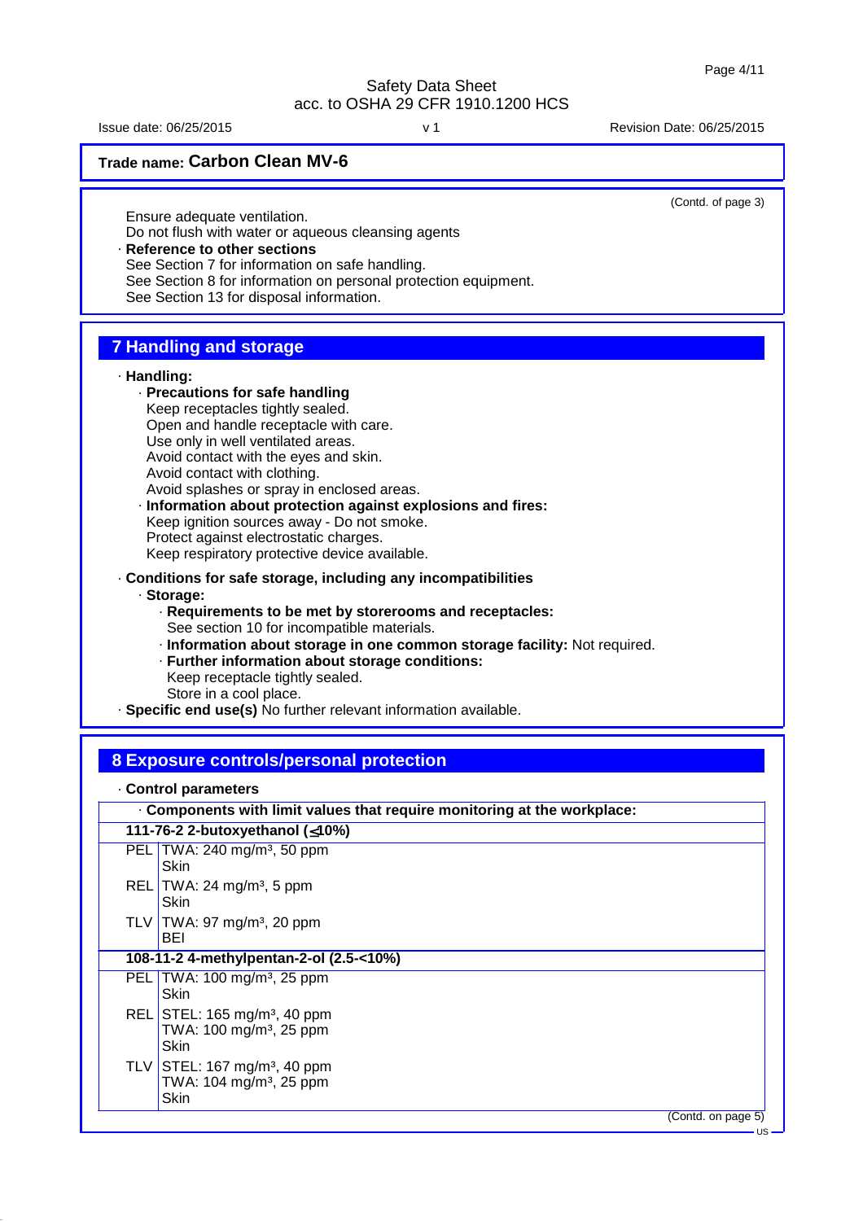**Trade name: Carbon Clean MV-6**

(Contd. of page 3)

Ensure adequate ventilation.
Do not flush with water or aqueous cleansing agents

· **Reference to other sections**
See Section 7 for information on safe handling.
See Section 8 for information on personal protection equipment.
See Section 13 for disposal information.

## 7 Handling and storage

· **Handling:**
  · **Precautions for safe handling**
  Keep receptacles tightly sealed.
  Open and handle receptacle with care.
  Use only in well ventilated areas.
  Avoid contact with the eyes and skin.
  Avoid contact with clothing.
  Avoid splashes or spray in enclosed areas.
  · **Information about protection against explosions and fires:**
  Keep ignition sources away - Do not smoke.
  Protect against electrostatic charges.
  Keep respiratory protective device available.

· **Conditions for safe storage, including any incompatibilities**
  · **Storage:**
    · **Requirements to be met by storerooms and receptacles:**
    See section 10 for incompatible materials.
    · **Information about storage in one common storage facility:** Not required.
    · **Further information about storage conditions:**
    Keep receptacle tightly sealed.
    Store in a cool place.

· **Specific end use(s)** No further relevant information available.

## 8 Exposure controls/personal protection

· **Control parameters**

| · **Components with limit values that require monitoring at the workplace:** | |
|---|---|
| **111-76-2 2-butoxyethanol (≤10%)** | |
| PEL | TWA: 240 mg/m³, 50 ppm<br>Skin |
| REL | TWA: 24 mg/m³, 5 ppm<br>Skin |
| TLV | TWA: 97 mg/m³, 20 ppm<br>BEI |
| **108-11-2 4-methylpentan-2-ol (2.5-<10%)** | |
| PEL | TWA: 100 mg/m³, 25 ppm<br>Skin |
| REL | STEL: 165 mg/m³, 40 ppm<br>TWA: 100 mg/m³, 25 ppm<br>Skin |
| TLV | STEL: 167 mg/m³, 40 ppm<br>TWA: 104 mg/m³, 25 ppm<br>Skin |

(Contd. on page 5)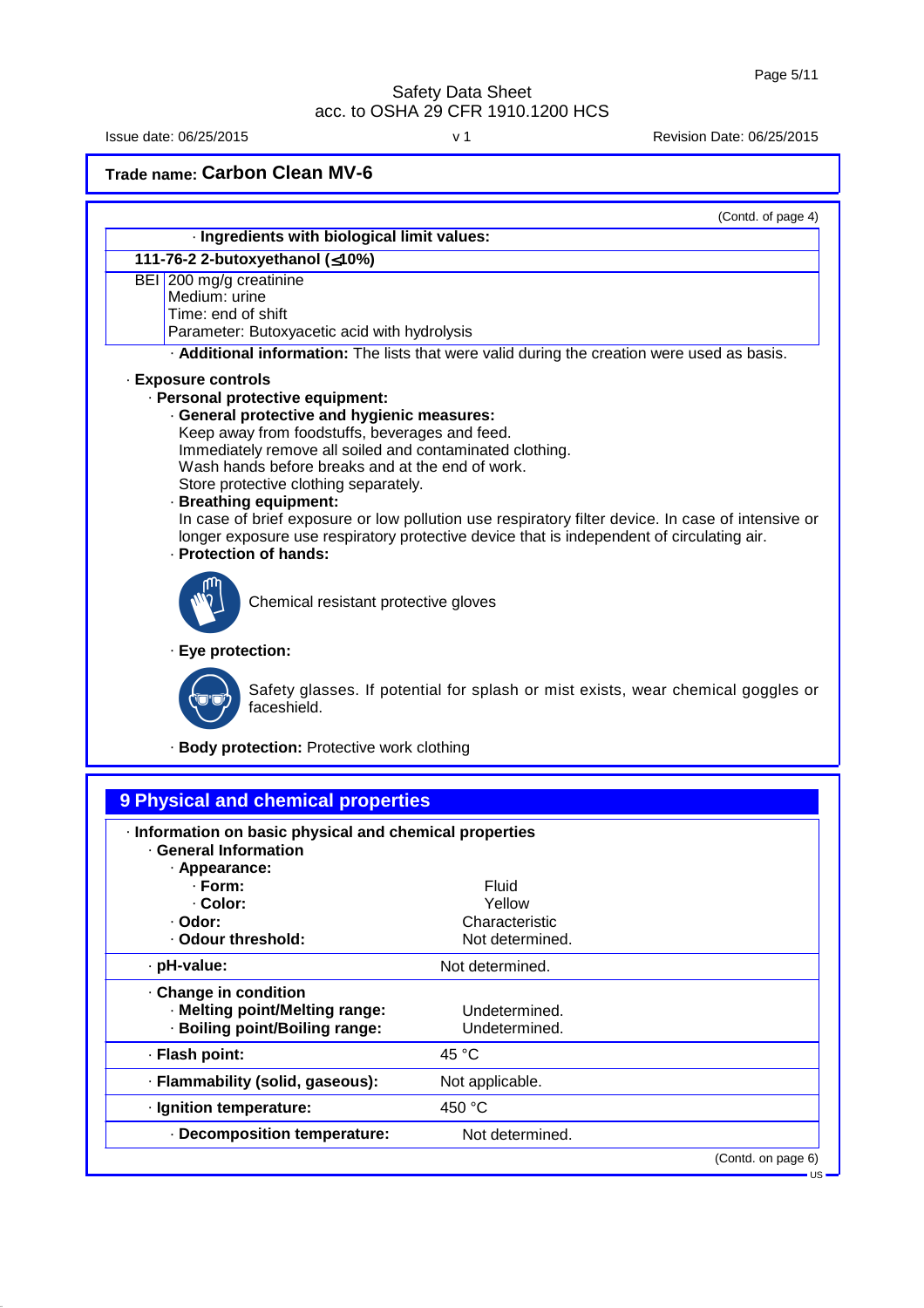Safety Data Sheet
acc. to OSHA 29 CFR 1910.1200 HCS

Issue date: 06/25/2015 v 1 Revision Date: 06/25/2015

**Trade name: Carbon Clean MV-6**

(Contd. of page 4)

· **Ingredients with biological limit values:**

| **111-76-2 2-butoxyethanol (≤10%)** | |
|---|---|
| BEI | 200 mg/g creatinine<br>Medium: urine<br>Time: end of shift<br>Parameter: Butoxyacetic acid with hydrolysis |

· **Additional information:** The lists that were valid during the creation were used as basis.

· **Exposure controls**
· **Personal protective equipment:**
· **General protective and hygienic measures:**
Keep away from foodstuffs, beverages and feed.
Immediately remove all soiled and contaminated clothing.
Wash hands before breaks and at the end of work.
Store protective clothing separately.
· **Breathing equipment:**
In case of brief exposure or low pollution use respiratory filter device. In case of intensive or longer exposure use respiratory protective device that is independent of circulating air.
· **Protection of hands:**

Chemical resistant protective gloves

· **Eye protection:**

Safety glasses. If potential for splash or mist exists, wear chemical goggles or faceshield.

· **Body protection:** Protective work clothing

## 9 Physical and chemical properties

· **Information on basic physical and chemical properties**
· **General Information**
· **Appearance:**

| | |
|---|---|
| · **Form:** | Fluid |
| · **Color:** | Yellow |
| · **Odor:** | Characteristic |
| · **Odour threshold:** | Not determined. |
| · **pH-value:** | Not determined. |
| · **Change in condition** | |
| · **Melting point/Melting range:** | Undetermined. |
| · **Boiling point/Boiling range:** | Undetermined. |
| · **Flash point:** | 45 °C |
| · **Flammability (solid, gaseous):** | Not applicable. |
| · **Ignition temperature:** | 450 °C |
| · **Decomposition temperature:** | Not determined. |

(Contd. on page 6)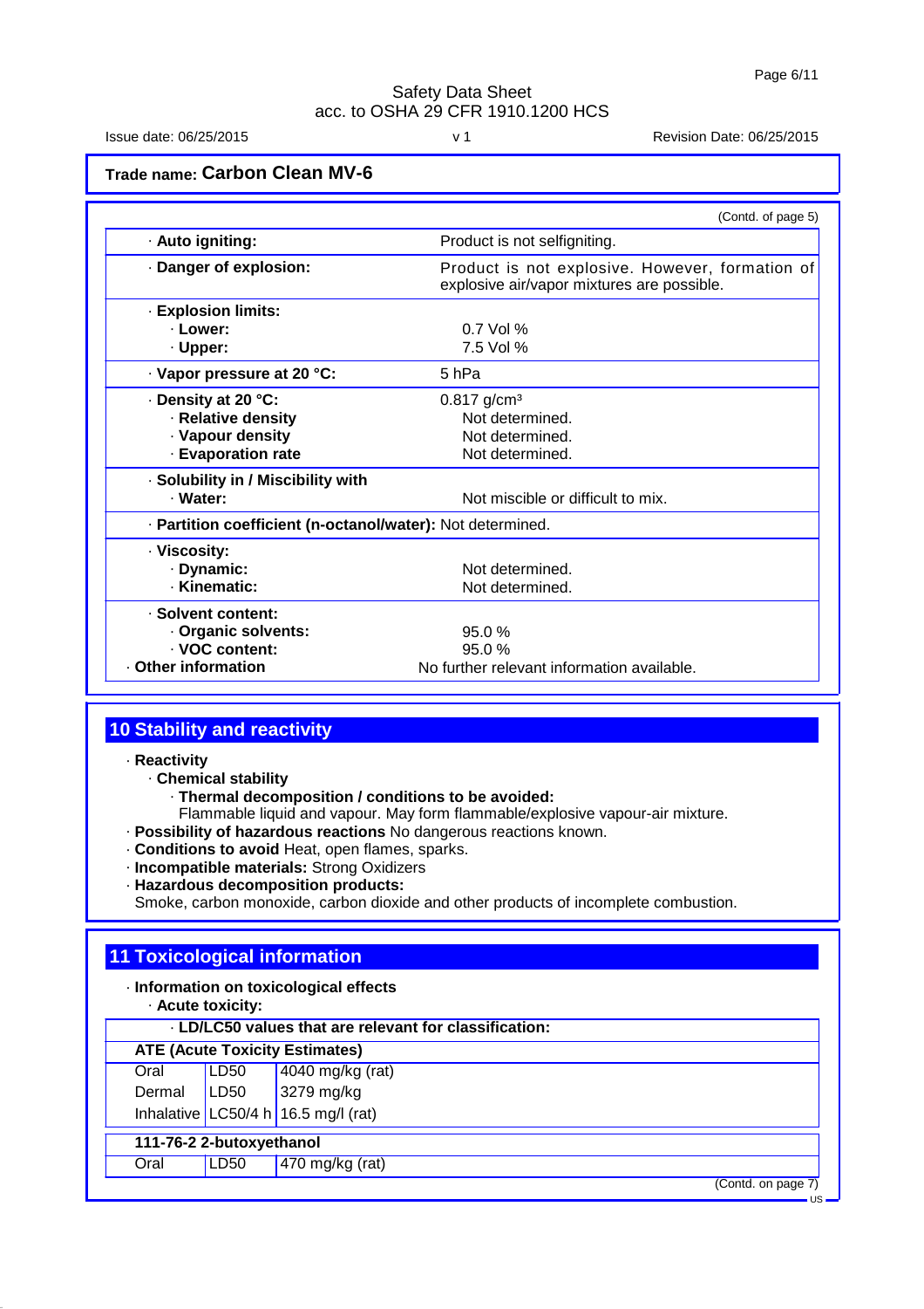**Trade name: Carbon Clean MV-6**

(Contd. of page 5)

| | |
|---|---|
| · **Auto igniting:** | Product is not selfigniting. |
| · **Danger of explosion:** | Product is not explosive. However, formation of explosive air/vapor mixtures are possible. |
| · **Explosion limits:** | |
| · **Lower:** | 0.7 Vol % |
| · **Upper:** | 7.5 Vol % |
| · **Vapor pressure at 20 °C:** | 5 hPa |
| · **Density at 20 °C:** | 0.817 g/cm³ |
| · **Relative density** | Not determined. |
| · **Vapour density** | Not determined. |
| · **Evaporation rate** | Not determined. |
| · **Solubility in / Miscibility with** | |
| · **Water:** | Not miscible or difficult to mix. |
| · **Partition coefficient (n-octanol/water):** Not determined. | |
| · **Viscosity:** | |
| · **Dynamic:** | Not determined. |
| · **Kinematic:** | Not determined. |
| · **Solvent content:** | |
| · **Organic solvents:** | 95.0 % |
| · **VOC content:** | 95.0 % |
| · **Other information** | No further relevant information available. |

## 10 Stability and reactivity

· **Reactivity**

· **Chemical stability**

· **Thermal decomposition / conditions to be avoided:**
Flammable liquid and vapour. May form flammable/explosive vapour-air mixture.

· **Possibility of hazardous reactions** No dangerous reactions known.

· **Conditions to avoid** Heat, open flames, sparks.

· **Incompatible materials:** Strong Oxidizers

· **Hazardous decomposition products:**
Smoke, carbon monoxide, carbon dioxide and other products of incomplete combustion.

## 11 Toxicological information

· **Information on toxicological effects**

· **Acute toxicity:**

· **LD/LC50 values that are relevant for classification:**

| **ATE (Acute Toxicity Estimates)** | | |
|---|---|---|
| Oral | LD50 | 4040 mg/kg (rat) |
| Dermal | LD50 | 3279 mg/kg |
| Inhalative | LC50/4 h | 16.5 mg/l (rat) |
| **111-76-2 2-butoxyethanol** | | |
| Oral | LD50 | 470 mg/kg (rat) |

(Contd. on page 7)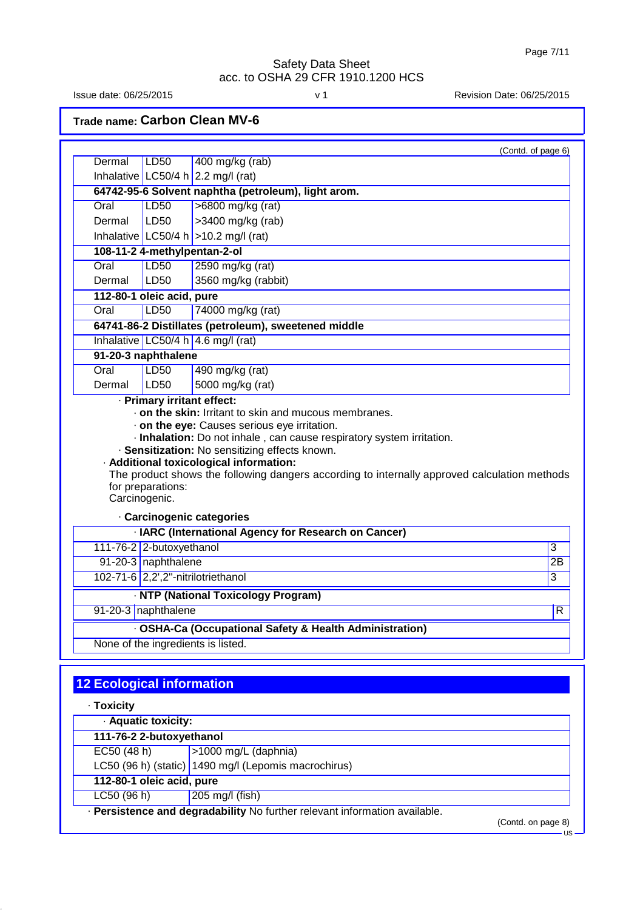Trade name: **Carbon Clean MV-6**

(Contd. of page 6)

| | | |
|---|---|---|
| Dermal | LD50 | 400 mg/kg (rab) |
| Inhalative | LC50/4 h | 2.2 mg/l (rat) |
| **64742-95-6 Solvent naphtha (petroleum), light arom.** | | |
| Oral | LD50 | >6800 mg/kg (rat) |
| Dermal | LD50 | >3400 mg/kg (rab) |
| Inhalative | LC50/4 h | >10.2 mg/l (rat) |
| **108-11-2 4-methylpentan-2-ol** | | |
| Oral | LD50 | 2590 mg/kg (rat) |
| Dermal | LD50 | 3560 mg/kg (rabbit) |
| **112-80-1 oleic acid, pure** | | |
| Oral | LD50 | 74000 mg/kg (rat) |
| **64741-86-2 Distillates (petroleum), sweetened middle** | | |
| Inhalative | LC50/4 h | 4.6 mg/l (rat) |
| **91-20-3 naphthalene** | | |
| Oral | LD50 | 490 mg/kg (rat) |
| Dermal | LD50 | 5000 mg/kg (rat) |

· **Primary irritant effect:**
· **on the skin:** Irritant to skin and mucous membranes.
· **on the eye:** Causes serious eye irritation.
· **Inhalation:** Do not inhale , can cause respiratory system irritation.
· **Sensitization:** No sensitizing effects known.
· **Additional toxicological information:**
The product shows the following dangers according to internally approved calculation methods for preparations:
Carcinogenic.

· **Carcinogenic categories**

| · **IARC (International Agency for Research on Cancer)** | | |
|---|---|---|
| 111-76-2 | 2-butoxyethanol | 3 |
| 91-20-3 | naphthalene | 2B |
| 102-71-6 | 2,2',2''-nitrilotriethanol | 3 |

| · **NTP (National Toxicology Program)** | | |
|---|---|---|
| 91-20-3 | naphthalene | R |

| · **OSHA-Ca (Occupational Safety & Health Administration)** |
|---|
| None of the ingredients is listed. |

## 12 Ecological information

· **Toxicity**

| · **Aquatic toxicity:** | |
|---|---|
| **111-76-2 2-butoxyethanol** | |
| EC50 (48 h) | >1000 mg/L (daphnia) |
| LC50 (96 h) (static) | 1490 mg/l (Lepomis macrochirus) |
| **112-80-1 oleic acid, pure** | |
| LC50 (96 h) | 205 mg/l (fish) |

· **Persistence and degradability** No further relevant information available.

(Contd. on page 8)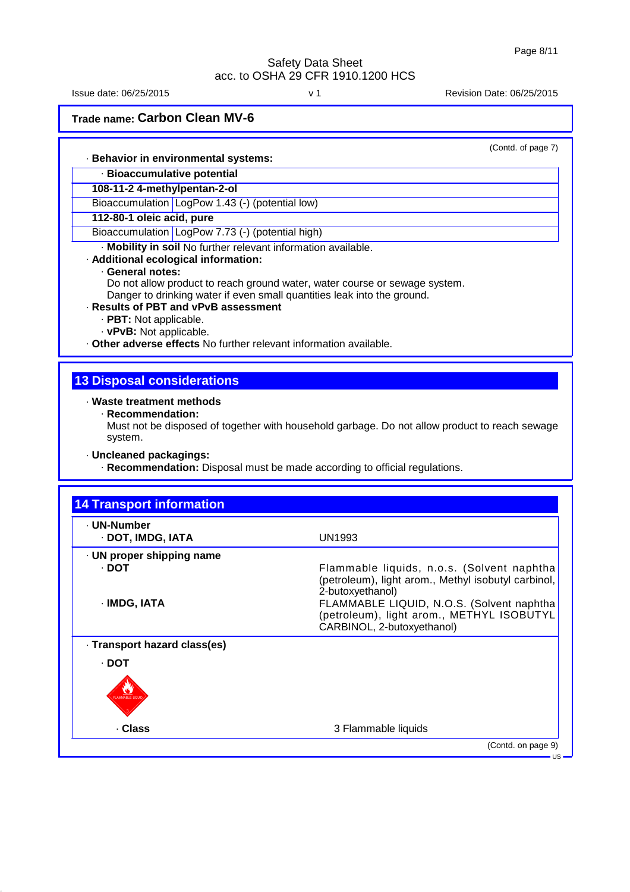**Trade name: Carbon Clean MV-6**

(Contd. of page 7)

· **Behavior in environmental systems:**

· **Bioaccumulative potential**

| **108-11-2 4-methylpentan-2-ol** | |
|---|---|
| Bioaccumulation | LogPow 1.43 (-) (potential low) |
| **112-80-1 oleic acid, pure** | |
| Bioaccumulation | LogPow 7.73 (-) (potential high) |

· **Mobility in soil** No further relevant information available.

· **Additional ecological information:**

· **General notes:**
Do not allow product to reach ground water, water course or sewage system.
Danger to drinking water if even small quantities leak into the ground.

· **Results of PBT and vPvB assessment**

· **PBT:** Not applicable.

· **vPvB:** Not applicable.

· **Other adverse effects** No further relevant information available.

## 13 Disposal considerations

· **Waste treatment methods**

· **Recommendation:**
Must not be disposed of together with household garbage. Do not allow product to reach sewage system.

· **Uncleaned packagings:**

· **Recommendation:** Disposal must be made according to official regulations.

## 14 Transport information

| | |
|---|---|
| · **UN-Number** | |
| · **DOT, IMDG, IATA** | UN1993 |
| · **UN proper shipping name** | |
| · **DOT** | Flammable liquids, n.o.s. (Solvent naphtha (petroleum), light arom., Methyl isobutyl carbinol, 2-butoxyethanol) |
| · **IMDG, IATA** | FLAMMABLE LIQUID, N.O.S. (Solvent naphtha (petroleum), light arom., METHYL ISOBUTYL CARBINOL, 2-butoxyethanol) |
| · **Transport hazard class(es)** | |
| · **DOT** | |
| · **Class** | 3 Flammable liquids |

(Contd. on page 9)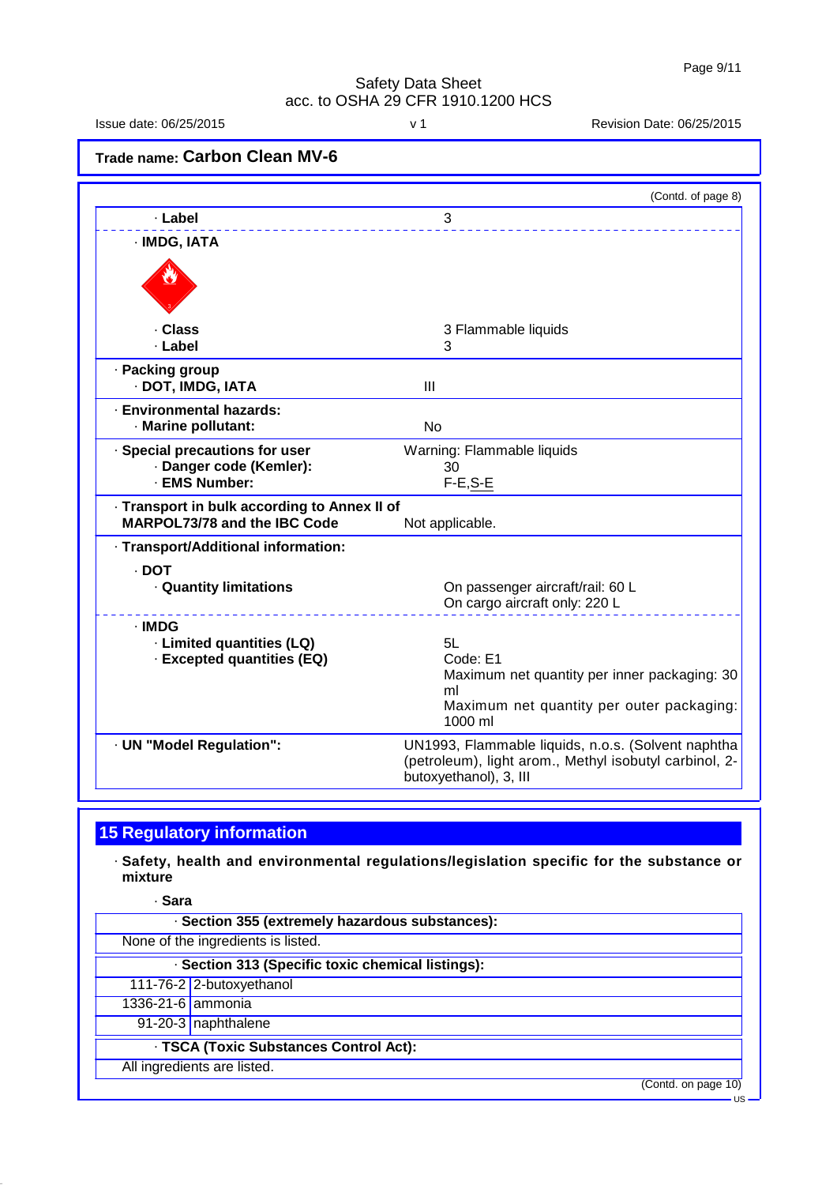Trade name: **Carbon Clean MV-6**

(Contd. of page 8)

| | |
|---|---|
| · **Label** | 3 |
| · **IMDG, IATA** | |
| · **Class** | 3 Flammable liquids |
| · **Label** | 3 |
| · **Packing group** | |
| · **DOT, IMDG, IATA** | III |
| · **Environmental hazards:** | |
| · **Marine pollutant:** | No |
| · **Special precautions for user** | Warning: Flammable liquids |
| · **Danger code (Kemler):** | 30 |
| · **EMS Number:** | F-E,S-E |
| · **Transport in bulk according to Annex II of MARPOL73/78 and the IBC Code** | Not applicable. |
| · **Transport/Additional information:** | |
| · **DOT** | |
| · **Quantity limitations** | On passenger aircraft/rail: 60 L<br>On cargo aircraft only: 220 L |
| · **IMDG** | |
| · **Limited quantities (LQ)** | 5L |
| · **Excepted quantities (EQ)** | Code: E1<br>Maximum net quantity per inner packaging: 30 ml<br>Maximum net quantity per outer packaging: 1000 ml |
| · **UN "Model Regulation":** | UN1993, Flammable liquids, n.o.s. (Solvent naphtha (petroleum), light arom., Methyl isobutyl carbinol, 2-butoxyethanol), 3, III |

## 15 Regulatory information

· **Safety, health and environmental regulations/legislation specific for the substance or mixture**

· **Sara**

· **Section 355 (extremely hazardous substances):**

None of the ingredients is listed.

· **Section 313 (Specific toxic chemical listings):**

| | |
|---|---|
| 111-76-2 | 2-butoxyethanol |
| 1336-21-6 | ammonia |
| 91-20-3 | naphthalene |

· **TSCA (Toxic Substances Control Act):**

All ingredients are listed.

(Contd. on page 10)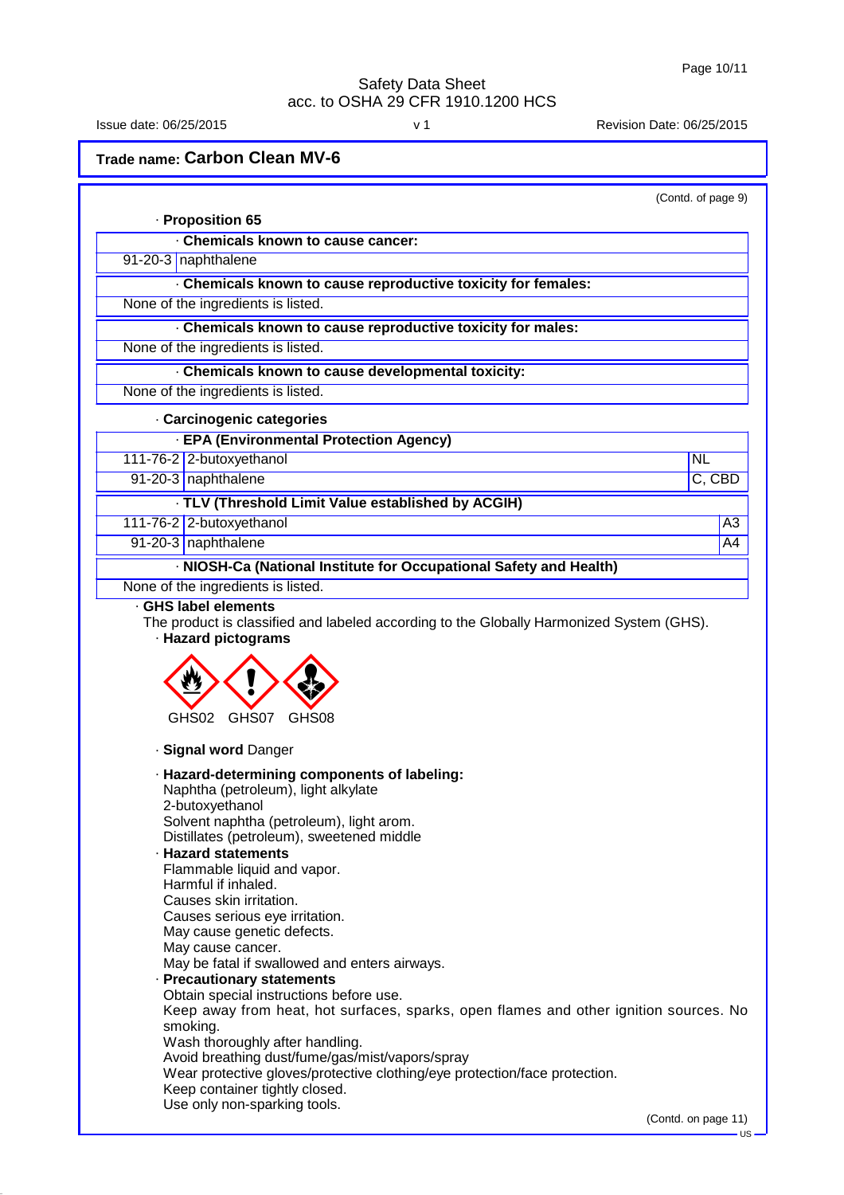Safety Data Sheet
acc. to OSHA 29 CFR 1910.1200 HCS

Issue date: 06/25/2015 v 1 Revision Date: 06/25/2015

**Trade name: Carbon Clean MV-6**

(Contd. of page 9)

· **Proposition 65**

| · **Chemicals known to cause cancer:** | |
|---|---|
| 91-20-3 | naphthalene |

| · **Chemicals known to cause reproductive toxicity for females:** |
|---|
| None of the ingredients is listed. |

| · **Chemicals known to cause reproductive toxicity for males:** |
|---|
| None of the ingredients is listed. |

| · **Chemicals known to cause developmental toxicity:** |
|---|
| None of the ingredients is listed. |

· **Carcinogenic categories**

| · **EPA (Environmental Protection Agency)** | | |
|---|---|---|
| 111-76-2 | 2-butoxyethanol | NL |
| 91-20-3 | naphthalene | C, CBD |

| · **TLV (Threshold Limit Value established by ACGIH)** | | |
|---|---|---|
| 111-76-2 | 2-butoxyethanol | A3 |
| 91-20-3 | naphthalene | A4 |

| · **NIOSH-Ca (National Institute for Occupational Safety and Health)** |
|---|
| None of the ingredients is listed. |

· **GHS label elements**

The product is classified and labeled according to the Globally Harmonized System (GHS).

· **Hazard pictograms**

GHS02 GHS07 GHS08

· **Signal word** Danger

· **Hazard-determining components of labeling:**

Naphtha (petroleum), light alkylate
2-butoxyethanol
Solvent naphtha (petroleum), light arom.
Distillates (petroleum), sweetened middle

· **Hazard statements**

Flammable liquid and vapor.
Harmful if inhaled.
Causes skin irritation.
Causes serious eye irritation.
May cause genetic defects.
May cause cancer.
May be fatal if swallowed and enters airways.

· **Precautionary statements**

Obtain special instructions before use.
Keep away from heat, hot surfaces, sparks, open flames and other ignition sources. No smoking.
Wash thoroughly after handling.
Avoid breathing dust/fume/gas/mist/vapors/spray
Wear protective gloves/protective clothing/eye protection/face protection.
Keep container tightly closed.
Use only non-sparking tools.

(Contd. on page 11)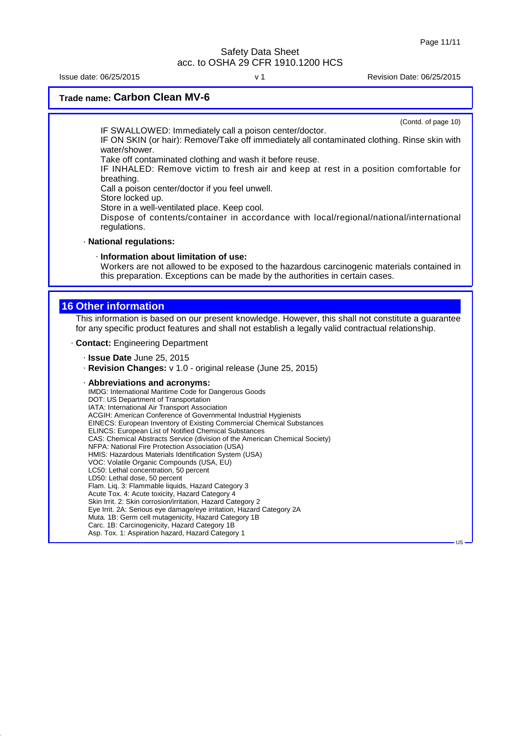**Trade name: Carbon Clean MV-6**

(Contd. of page 10)

IF SWALLOWED: Immediately call a poison center/doctor.
IF ON SKIN (or hair): Remove/Take off immediately all contaminated clothing. Rinse skin with water/shower.
Take off contaminated clothing and wash it before reuse.
IF INHALED: Remove victim to fresh air and keep at rest in a position comfortable for breathing.
Call a poison center/doctor if you feel unwell.
Store locked up.
Store in a well-ventilated place. Keep cool.
Dispose of contents/container in accordance with local/regional/national/international regulations.

· **National regulations:**

· **Information about limitation of use:**
Workers are not allowed to be exposed to the hazardous carcinogenic materials contained in this preparation. Exceptions can be made by the authorities in certain cases.

## 16 Other information

This information is based on our present knowledge. However, this shall not constitute a guarantee for any specific product features and shall not establish a legally valid contractual relationship.

· **Contact:** Engineering Department

· **Issue Date** June 25, 2015
· **Revision Changes:** v 1.0 - original release (June 25, 2015)

· **Abbreviations and acronyms:**
IMDG: International Maritime Code for Dangerous Goods
DOT: US Department of Transportation
IATA: International Air Transport Association
ACGIH: American Conference of Governmental Industrial Hygienists
EINECS: European Inventory of Existing Commercial Chemical Substances
ELINCS: European List of Notified Chemical Substances
CAS: Chemical Abstracts Service (division of the American Chemical Society)
NFPA: National Fire Protection Association (USA)
HMIS: Hazardous Materials Identification System (USA)
VOC: Volatile Organic Compounds (USA, EU)
LC50: Lethal concentration, 50 percent
LD50: Lethal dose, 50 percent
Flam. Liq. 3: Flammable liquids, Hazard Category 3
Acute Tox. 4: Acute toxicity, Hazard Category 4
Skin Irrit. 2: Skin corrosion/irritation, Hazard Category 2
Eye Irrit. 2A: Serious eye damage/eye irritation, Hazard Category 2A
Muta. 1B: Germ cell mutagenicity, Hazard Category 1B
Carc. 1B: Carcinogenicity, Hazard Category 1B
Asp. Tox. 1: Aspiration hazard, Hazard Category 1